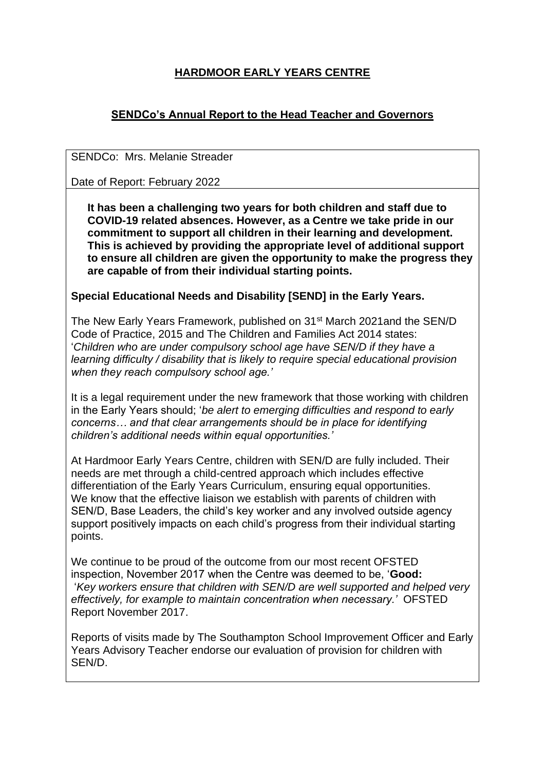# HARDMOOR EARLY YEARS CENTRE

## SENDCo's Annual Report to the Head Teacher and Governors

SENDCo: Mrs. Melanie Streader

Date of Report: February 2022

**It has been a challenging two years for both children and staff due to COVID-19 related absences. However, as a Centre we take pride in our commitment to support all children in their learning and development. This is achieved by providing the appropriate level of additional support to ensure all children are given the opportunity to make the progress they are capable of from their individual starting points.**

**Special Educational Needs and Disability [SEND] in the Early Years.**

The New Early Years Framework, published on 31st March 2021and the SEN/D Code of Practice, 2015 and The Children and Families Act 2014 states: '*Children who are under compulsory school age have SEN/D if they have a learning difficulty / disability that is likely to require special educational provision when they reach compulsory school age.'*

It is a legal requirement under the new framework that those working with children in the Early Years should; '*be alert to emerging difficulties and respond to early concerns… and that clear arrangements should be in place for identifying children's additional needs within equal opportunities.'*

At Hardmoor Early Years Centre, children with SEN/D are fully included. Their needs are met through a child-centred approach which includes effective differentiation of the Early Years Curriculum, ensuring equal opportunities. We know that the effective liaison we establish with parents of children with SEN/D, Base Leaders, the child's key worker and any involved outside agency support positively impacts on each child's progress from their individual starting points.

We continue to be proud of the outcome from our most recent OFSTED inspection, November 2017 when the Centre was deemed to be, '**Good:** '*Key workers ensure that children with SEN/D are well supported and helped very effectively, for example to maintain concentration when necessary.'* OFSTED Report November 2017.

Reports of visits made by The Southampton School Improvement Officer and Early Years Advisory Teacher endorse our evaluation of provision for children with SEN/D.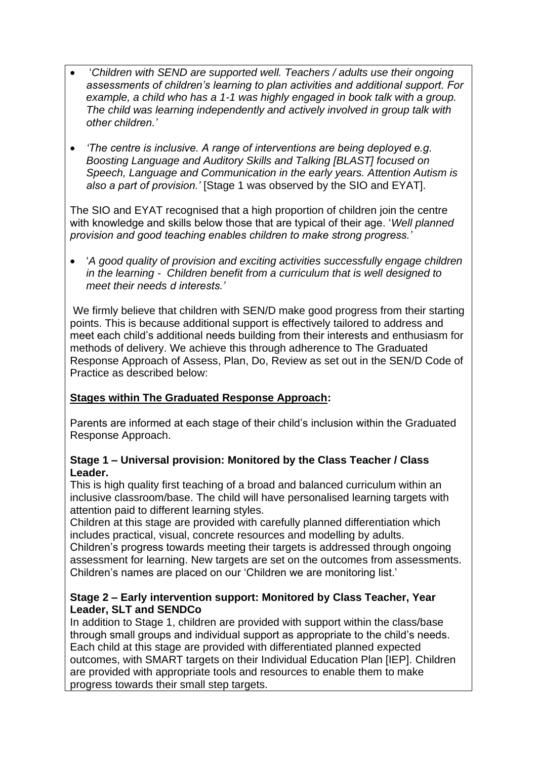- '*Children with SEND are supported well. Teachers / adults use their ongoing assessments of children's learning to plan activities and additional support. For example, a child who has a 1-1 was highly engaged in book talk with a group. The child was learning independently and actively involved in group talk with other children.'*

- *'The centre is inclusive. A range of interventions are being deployed e.g. Boosting Language and Auditory Skills and Talking [BLAST] focused on Speech, Language and Communication in the early years. Attention Autism is also a part of provision.'* [Stage 1 was observed by the SIO and EYAT].

The SIO and EYAT recognised that a high proportion of children join the centre with knowledge and skills below those that are typical of their age. '*Well planned provision and good teaching enables children to make strong progress.'*

- '*A good quality of provision and exciting activities successfully engage children in the learning - Children benefit from a curriculum that is well designed to meet their needs d interests.'*

We firmly believe that children with SEN/D make good progress from their starting points. This is because additional support is effectively tailored to address and meet each child's additional needs building from their interests and enthusiasm for methods of delivery. We achieve this through adherence to The Graduated Response Approach of Assess, Plan, Do, Review as set out in the SEN/D Code of Practice as described below:

**Stages within The Graduated Response Approach:**

Parents are informed at each stage of their child's inclusion within the Graduated Response Approach.

**Stage 1 – Universal provision: Monitored by the Class Teacher / Class Leader.**

This is high quality first teaching of a broad and balanced curriculum within an inclusive classroom/base. The child will have personalised learning targets with attention paid to different learning styles.
Children at this stage are provided with carefully planned differentiation which includes practical, visual, concrete resources and modelling by adults.
Children's progress towards meeting their targets is addressed through ongoing assessment for learning. New targets are set on the outcomes from assessments.
Children's names are placed on our 'Children we are monitoring list.'

**Stage 2 – Early intervention support: Monitored by Class Teacher, Year Leader, SLT and SENDCo**

In addition to Stage 1, children are provided with support within the class/base through small groups and individual support as appropriate to the child's needs. Each child at this stage are provided with differentiated planned expected outcomes, with SMART targets on their Individual Education Plan [IEP]. Children are provided with appropriate tools and resources to enable them to make progress towards their small step targets.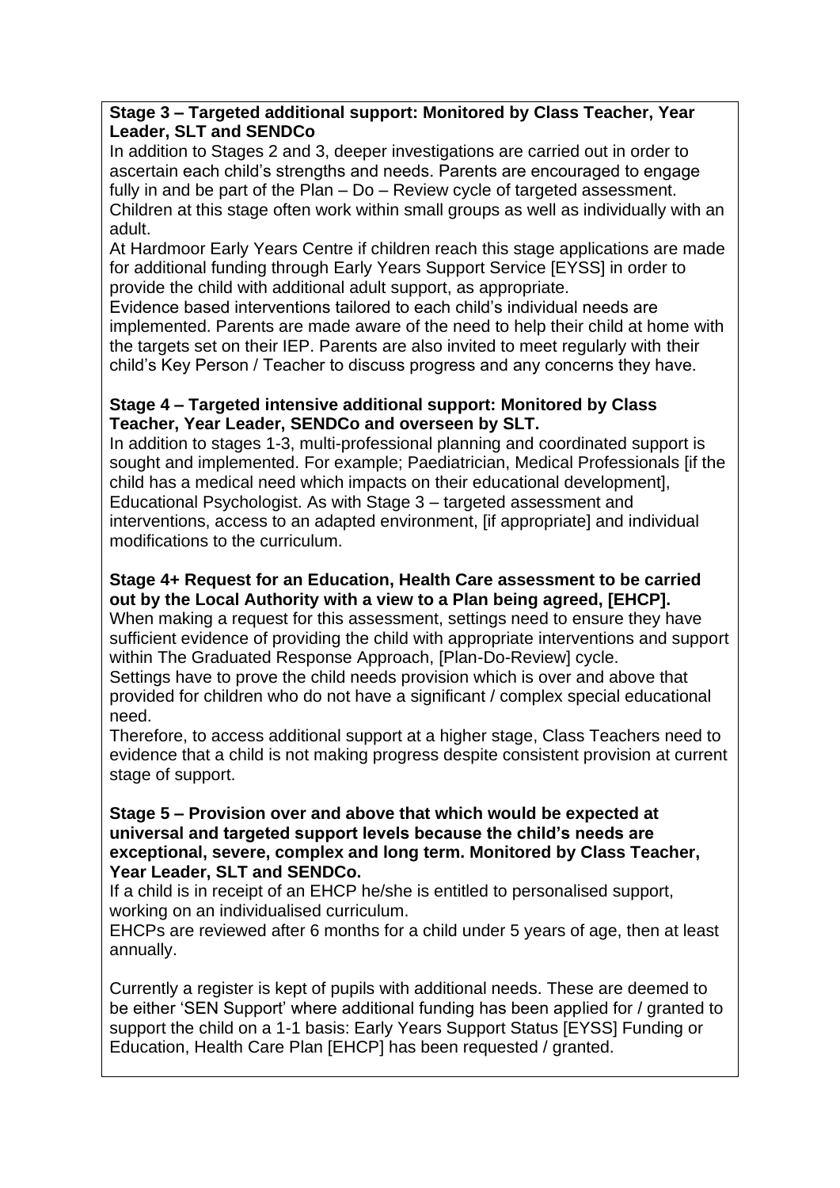**Stage 3 – Targeted additional support: Monitored by Class Teacher, Year Leader, SLT and SENDCo**

In addition to Stages 2 and 3, deeper investigations are carried out in order to ascertain each child's strengths and needs. Parents are encouraged to engage fully in and be part of the Plan – Do – Review cycle of targeted assessment. Children at this stage often work within small groups as well as individually with an adult.

At Hardmoor Early Years Centre if children reach this stage applications are made for additional funding through Early Years Support Service [EYSS] in order to provide the child with additional adult support, as appropriate.

Evidence based interventions tailored to each child's individual needs are implemented. Parents are made aware of the need to help their child at home with the targets set on their IEP. Parents are also invited to meet regularly with their child's Key Person / Teacher to discuss progress and any concerns they have.

**Stage 4 – Targeted intensive additional support: Monitored by Class Teacher, Year Leader, SENDCo and overseen by SLT.**

In addition to stages 1-3, multi-professional planning and coordinated support is sought and implemented. For example; Paediatrician, Medical Professionals [if the child has a medical need which impacts on their educational development], Educational Psychologist. As with Stage 3 – targeted assessment and interventions, access to an adapted environment, [if appropriate] and individual modifications to the curriculum.

**Stage 4+ Request for an Education, Health Care assessment to be carried out by the Local Authority with a view to a Plan being agreed, [EHCP].**

When making a request for this assessment, settings need to ensure they have sufficient evidence of providing the child with appropriate interventions and support within The Graduated Response Approach, [Plan-Do-Review] cycle.

Settings have to prove the child needs provision which is over and above that provided for children who do not have a significant / complex special educational need.

Therefore, to access additional support at a higher stage, Class Teachers need to evidence that a child is not making progress despite consistent provision at current stage of support.

**Stage 5 – Provision over and above that which would be expected at universal and targeted support levels because the child's needs are exceptional, severe, complex and long term. Monitored by Class Teacher, Year Leader, SLT and SENDCo.**

If a child is in receipt of an EHCP he/she is entitled to personalised support, working on an individualised curriculum.

EHCPs are reviewed after 6 months for a child under 5 years of age, then at least annually.

Currently a register is kept of pupils with additional needs. These are deemed to be either 'SEN Support' where additional funding has been applied for / granted to support the child on a 1-1 basis: Early Years Support Status [EYSS] Funding or Education, Health Care Plan [EHCP] has been requested / granted.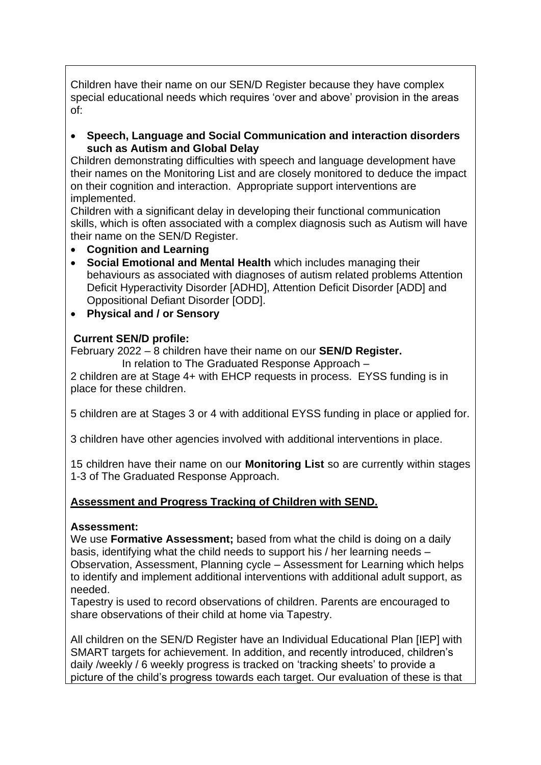Children have their name on our SEN/D Register because they have complex special educational needs which requires 'over and above' provision in the areas of:

- **Speech, Language and Social Communication and interaction disorders such as Autism and Global Delay**

Children demonstrating difficulties with speech and language development have their names on the Monitoring List and are closely monitored to deduce the impact on their cognition and interaction. Appropriate support interventions are implemented.

Children with a significant delay in developing their functional communication skills, which is often associated with a complex diagnosis such as Autism will have their name on the SEN/D Register.

- **Cognition and Learning**
- **Social Emotional and Mental Health** which includes managing their behaviours as associated with diagnoses of autism related problems Attention Deficit Hyperactivity Disorder [ADHD], Attention Deficit Disorder [ADD] and Oppositional Defiant Disorder [ODD].
- **Physical and / or Sensory**

**Current SEN/D profile:**

February 2022 – 8 children have their name on our **SEN/D Register.**

In relation to The Graduated Response Approach –

2 children are at Stage 4+ with EHCP requests in process. EYSS funding is in place for these children.

5 children are at Stages 3 or 4 with additional EYSS funding in place or applied for.

3 children have other agencies involved with additional interventions in place.

15 children have their name on our **Monitoring List** so are currently within stages 1-3 of The Graduated Response Approach.

**Assessment and Progress Tracking of Children with SEND.**

**Assessment:**

We use **Formative Assessment;** based from what the child is doing on a daily basis, identifying what the child needs to support his / her learning needs – Observation, Assessment, Planning cycle – Assessment for Learning which helps to identify and implement additional interventions with additional adult support, as needed.

Tapestry is used to record observations of children. Parents are encouraged to share observations of their child at home via Tapestry.

All children on the SEN/D Register have an Individual Educational Plan [IEP] with SMART targets for achievement. In addition, and recently introduced, children's daily /weekly / 6 weekly progress is tracked on 'tracking sheets' to provide a picture of the child's progress towards each target. Our evaluation of these is that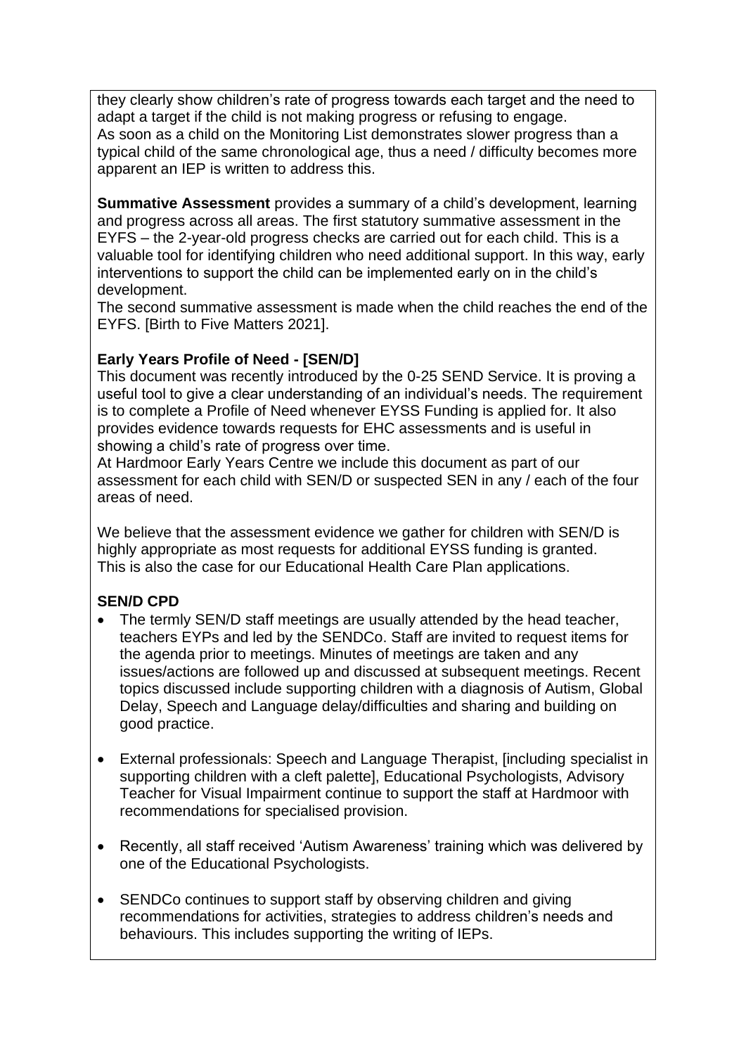they clearly show children's rate of progress towards each target and the need to adapt a target if the child is not making progress or refusing to engage.
As soon as a child on the Monitoring List demonstrates slower progress than a typical child of the same chronological age, thus a need / difficulty becomes more apparent an IEP is written to address this.

**Summative Assessment** provides a summary of a child's development, learning and progress across all areas. The first statutory summative assessment in the EYFS – the 2-year-old progress checks are carried out for each child. This is a valuable tool for identifying children who need additional support. In this way, early interventions to support the child can be implemented early on in the child's development.
The second summative assessment is made when the child reaches the end of the EYFS. [Birth to Five Matters 2021].

**Early Years Profile of Need - [SEN/D]**
This document was recently introduced by the 0-25 SEND Service. It is proving a useful tool to give a clear understanding of an individual's needs. The requirement is to complete a Profile of Need whenever EYSS Funding is applied for. It also provides evidence towards requests for EHC assessments and is useful in showing a child's rate of progress over time.
At Hardmoor Early Years Centre we include this document as part of our assessment for each child with SEN/D or suspected SEN in any / each of the four areas of need.

We believe that the assessment evidence we gather for children with SEN/D is highly appropriate as most requests for additional EYSS funding is granted. This is also the case for our Educational Health Care Plan applications.

**SEN/D CPD**

- The termly SEN/D staff meetings are usually attended by the head teacher, teachers EYPs and led by the SENDCo. Staff are invited to request items for the agenda prior to meetings. Minutes of meetings are taken and any issues/actions are followed up and discussed at subsequent meetings. Recent topics discussed include supporting children with a diagnosis of Autism, Global Delay, Speech and Language delay/difficulties and sharing and building on good practice.

- External professionals: Speech and Language Therapist, [including specialist in supporting children with a cleft palette], Educational Psychologists, Advisory Teacher for Visual Impairment continue to support the staff at Hardmoor with recommendations for specialised provision.

- Recently, all staff received 'Autism Awareness' training which was delivered by one of the Educational Psychologists.

- SENDCo continues to support staff by observing children and giving recommendations for activities, strategies to address children's needs and behaviours. This includes supporting the writing of IEPs.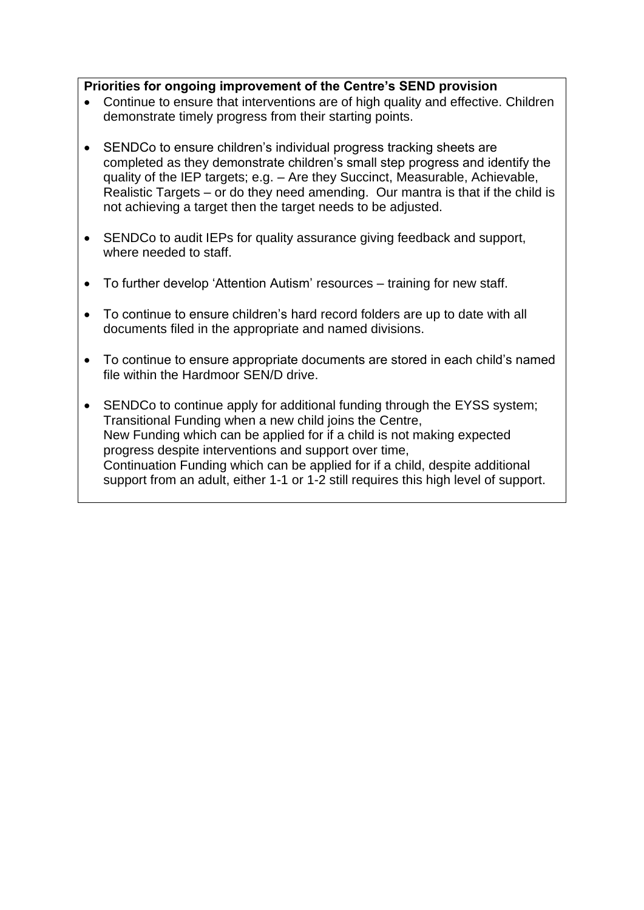**Priorities for ongoing improvement of the Centre's SEND provision**

- Continue to ensure that interventions are of high quality and effective. Children demonstrate timely progress from their starting points.
- SENDCo to ensure children's individual progress tracking sheets are completed as they demonstrate children's small step progress and identify the quality of the IEP targets; e.g. – Are they Succinct, Measurable, Achievable, Realistic Targets – or do they need amending. Our mantra is that if the child is not achieving a target then the target needs to be adjusted.
- SENDCo to audit IEPs for quality assurance giving feedback and support, where needed to staff.
- To further develop 'Attention Autism' resources – training for new staff.
- To continue to ensure children's hard record folders are up to date with all documents filed in the appropriate and named divisions.
- To continue to ensure appropriate documents are stored in each child's named file within the Hardmoor SEN/D drive.
- SENDCo to continue apply for additional funding through the EYSS system;
  Transitional Funding when a new child joins the Centre,
  New Funding which can be applied for if a child is not making expected progress despite interventions and support over time,
  Continuation Funding which can be applied for if a child, despite additional support from an adult, either 1-1 or 1-2 still requires this high level of support.